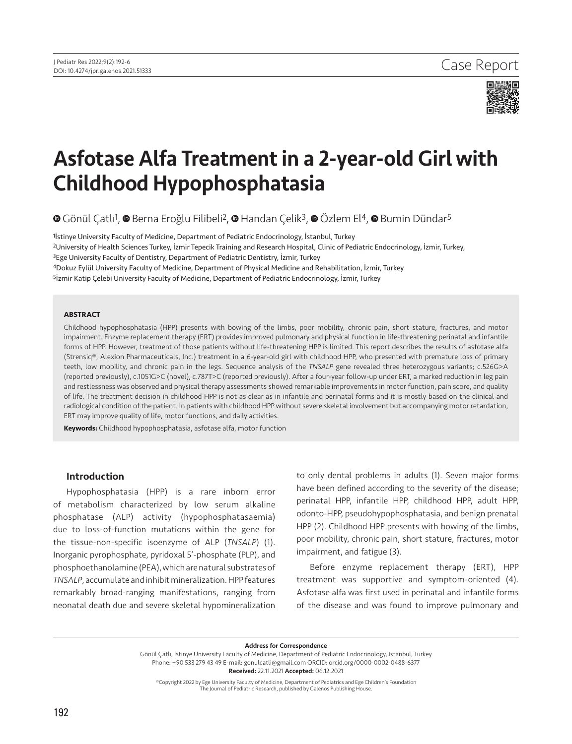Case Report

# Asfotase Alfa Treatment in a 2-year-old Girl with Childhood Hypophosphatasia

Gönül Çatlı[1], Berna Eroğlu Filibeli[2], Handan Çelik[3], Özlem El[4], Bumin Dündar[5]

[1]İstinye University Faculty of Medicine, Department of Pediatric Endocrinology, İstanbul, Turkey
[2]University of Health Sciences Turkey, İzmir Tepecik Training and Research Hospital, Clinic of Pediatric Endocrinology, İzmir, Turkey,
[3]Ege University Faculty of Dentistry, Department of Pediatric Dentistry, İzmir, Turkey
[4]Dokuz Eylül University Faculty of Medicine, Department of Physical Medicine and Rehabilitation, İzmir, Turkey
[5]İzmir Katip Çelebi University Faculty of Medicine, Department of Pediatric Endocrinology, İzmir, Turkey

#### ABSTRACT

Childhood hypophosphatasia (HPP) presents with bowing of the limbs, poor mobility, chronic pain, short stature, fractures, and motor impairment. Enzyme replacement therapy (ERT) provides improved pulmonary and physical function in life-threatening perinatal and infantile forms of HPP. However, treatment of those patients without life-threatening HPP is limited. This report describes the results of asfotase alfa (Strensiq®, Alexion Pharmaceuticals, Inc.) treatment in a 6-year-old girl with childhood HPP, who presented with premature loss of primary teeth, low mobility, and chronic pain in the legs. Sequence analysis of the *TNSALP* gene revealed three heterozygous variants; c.526G>A (reported previously), c.1051G>C (novel), c.787T>C (reported previously). After a four-year follow-up under ERT, a marked reduction in leg pain and restlessness was observed and physical therapy assessments showed remarkable improvements in motor function, pain score, and quality of life. The treatment decision in childhood HPP is not as clear as in infantile and perinatal forms and it is mostly based on the clinical and radiological condition of the patient. In patients with childhood HPP without severe skeletal involvement but accompanying motor retardation, ERT may improve quality of life, motor functions, and daily activities.

**Keywords:** Childhood hypophosphatasia, asfotase alfa, motor function

## Introduction

Hypophosphatasia (HPP) is a rare inborn error of metabolism characterized by low serum alkaline phosphatase (ALP) activity (hypophosphatasaemia) due to loss-of-function mutations within the gene for the tissue-non-specific isoenzyme of ALP (*TNSALP*) (1). Inorganic pyrophosphate, pyridoxal 5′-phosphate (PLP), and phosphoethanolamine (PEA), which are natural substrates of *TNSALP*, accumulate and inhibit mineralization. HPP features remarkably broad-ranging manifestations, ranging from neonatal death due and severe skeletal hypomineralization to only dental problems in adults (1). Seven major forms have been defined according to the severity of the disease; perinatal HPP, infantile HPP, childhood HPP, adult HPP, odonto-HPP, pseudohypophosphatasia, and benign prenatal HPP (2). Childhood HPP presents with bowing of the limbs, poor mobility, chronic pain, short stature, fractures, motor impairment, and fatigue (3).

Before enzyme replacement therapy (ERT), HPP treatment was supportive and symptom-oriented (4). Asfotase alfa was first used in perinatal and infantile forms of the disease and was found to improve pulmonary and

**Address for Correspondence**
Gönül Çatlı, İstinye University Faculty of Medicine, Department of Pediatric Endocrinology, İstanbul, Turkey
Phone: +90 533 279 43 49 E-mail: gonulcatli@gmail.com ORCID: orcid.org/0000-0002-0488-6377
**Received:** 22.11.2021 **Accepted:** 06.12.2021

©Copyright 2022 by Ege University Faculty of Medicine, Department of Pediatrics and Ege Children's Foundation
The Journal of Pediatric Research, published by Galenos Publishing House.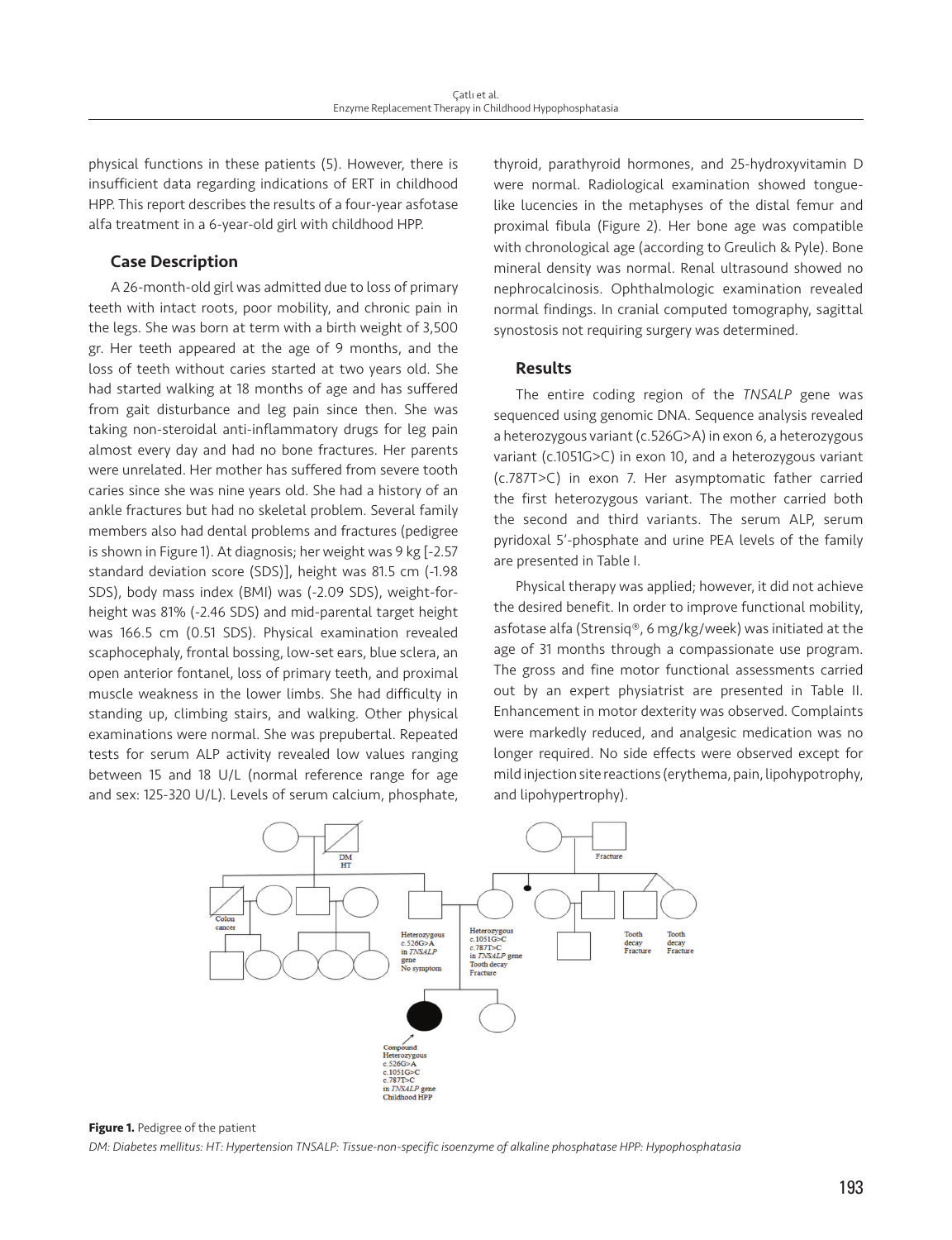physical functions in these patients (5). However, there is insufficient data regarding indications of ERT in childhood HPP. This report describes the results of a four-year asfotase alfa treatment in a 6-year-old girl with childhood HPP.

## Case Description

A 26-month-old girl was admitted due to loss of primary teeth with intact roots, poor mobility, and chronic pain in the legs. She was born at term with a birth weight of 3,500 gr. Her teeth appeared at the age of 9 months, and the loss of teeth without caries started at two years old. She had started walking at 18 months of age and has suffered from gait disturbance and leg pain since then. She was taking non-steroidal anti-inflammatory drugs for leg pain almost every day and had no bone fractures. Her parents were unrelated. Her mother has suffered from severe tooth caries since she was nine years old. She had a history of an ankle fractures but had no skeletal problem. Several family members also had dental problems and fractures (pedigree is shown in Figure 1). At diagnosis; her weight was 9 kg [-2.57 standard deviation score (SDS)], height was 81.5 cm (-1.98 SDS), body mass index (BMI) was (-2.09 SDS), weight-for-height was 81% (-2.46 SDS) and mid-parental target height was 166.5 cm (0.51 SDS). Physical examination revealed scaphocephaly, frontal bossing, low-set ears, blue sclera, an open anterior fontanel, loss of primary teeth, and proximal muscle weakness in the lower limbs. She had difficulty in standing up, climbing stairs, and walking. Other physical examinations were normal. She was prepubertal. Repeated tests for serum ALP activity revealed low values ranging between 15 and 18 U/L (normal reference range for age and sex: 125-320 U/L). Levels of serum calcium, phosphate, thyroid, parathyroid hormones, and 25-hydroxyvitamin D were normal. Radiological examination showed tongue-like lucencies in the metaphyses of the distal femur and proximal fibula (Figure 2). Her bone age was compatible with chronological age (according to Greulich & Pyle). Bone mineral density was normal. Renal ultrasound showed no nephrocalcinosis. Ophthalmologic examination revealed normal findings. In cranial computed tomography, sagittal synostosis not requiring surgery was determined.

## Results

The entire coding region of the *TNSALP* gene was sequenced using genomic DNA. Sequence analysis revealed a heterozygous variant (c.526G>A) in exon 6, a heterozygous variant (c.1051G>C) in exon 10, and a heterozygous variant (c.787T>C) in exon 7. Her asymptomatic father carried the first heterozygous variant. The mother carried both the second and third variants. The serum ALP, serum pyridoxal 5'-phosphate and urine PEA levels of the family are presented in Table I.

Physical therapy was applied; however, it did not achieve the desired benefit. In order to improve functional mobility, asfotase alfa (Strensiq®, 6 mg/kg/week) was initiated at the age of 31 months through a compassionate use program. The gross and fine motor functional assessments carried out by an expert physiatrist are presented in Table II. Enhancement in motor dexterity was observed. Complaints were markedly reduced, and analgesic medication was no longer required. No side effects were observed except for mild injection site reactions (erythema, pain, lipohypotrophy, and lipohypertrophy).

**Figure 1.** Pedigree of the patient

*DM: Diabetes mellitus: HT: Hypertension TNSALP: Tissue-non-specific isoenzyme of alkaline phosphatase HPP: Hypophosphatasia*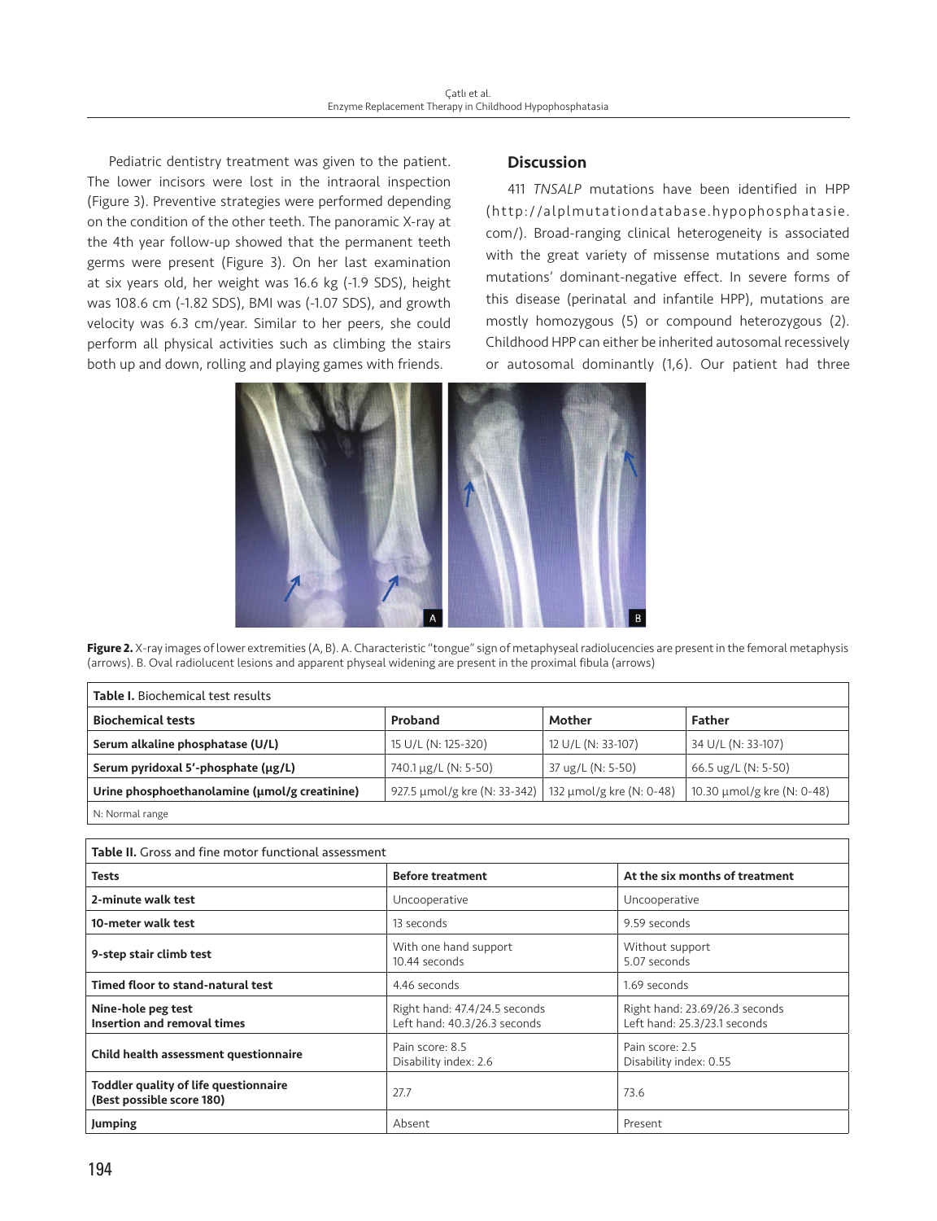Pediatric dentistry treatment was given to the patient. The lower incisors were lost in the intraoral inspection (Figure 3). Preventive strategies were performed depending on the condition of the other teeth. The panoramic X-ray at the 4th year follow-up showed that the permanent teeth germs were present (Figure 3). On her last examination at six years old, her weight was 16.6 kg (-1.9 SDS), height was 108.6 cm (-1.82 SDS), BMI was (-1.07 SDS), and growth velocity was 6.3 cm/year. Similar to her peers, she could perform all physical activities such as climbing the stairs both up and down, rolling and playing games with friends.

## Discussion

411 *TNSALP* mutations have been identified in HPP (http://alplmutationdatabase.hypophosphatasie.com/). Broad-ranging clinical heterogeneity is associated with the great variety of missense mutations and some mutations' dominant-negative effect. In severe forms of this disease (perinatal and infantile HPP), mutations are mostly homozygous (5) or compound heterozygous (2). Childhood HPP can either be inherited autosomal recessively or autosomal dominantly (1,6). Our patient had three

**Figure 2.** X-ray images of lower extremities (A, B). A. Characteristic "tongue" sign of metaphyseal radiolucencies are present in the femoral metaphysis (arrows). B. Oval radiolucent lesions and apparent physeal widening are present in the proximal fibula (arrows)

**Table I.** Biochemical test results

| Biochemical tests | Proband | Mother | Father |
|---|---|---|---|
| **Serum alkaline phosphatase (U/L)** | 15 U/L (N: 125-320) | 12 U/L (N: 33-107) | 34 U/L (N: 33-107) |
| **Serum pyridoxal 5'-phosphate (µg/L)** | 740.1 µg/L (N: 5-50) | 37 ug/L (N: 5-50) | 66.5 ug/L (N: 5-50) |
| **Urine phosphoethanolamine (µmol/g creatinine)** | 927.5 µmol/g kre (N: 33-342) | 132 µmol/g kre (N: 0-48) | 10.30 µmol/g kre (N: 0-48) |

N: Normal range

**Table II.** Gross and fine motor functional assessment

| Tests | Before treatment | At the six months of treatment |
|---|---|---|
| **2-minute walk test** | Uncooperative | Uncooperative |
| **10-meter walk test** | 13 seconds | 9.59 seconds |
| **9-step stair climb test** | With one hand support 10.44 seconds | Without support 5.07 seconds |
| **Timed floor to stand-natural test** | 4.46 seconds | 1.69 seconds |
| **Nine-hole peg test Insertion and removal times** | Right hand: 47.4/24.5 seconds Left hand: 40.3/26.3 seconds | Right hand: 23.69/26.3 seconds Left hand: 25.3/23.1 seconds |
| **Child health assessment questionnaire** | Pain score: 8.5 Disability index: 2.6 | Pain score: 2.5 Disability index: 0.55 |
| **Toddler quality of life questionnaire (Best possible score 180)** | 27.7 | 73.6 |
| **Jumping** | Absent | Present |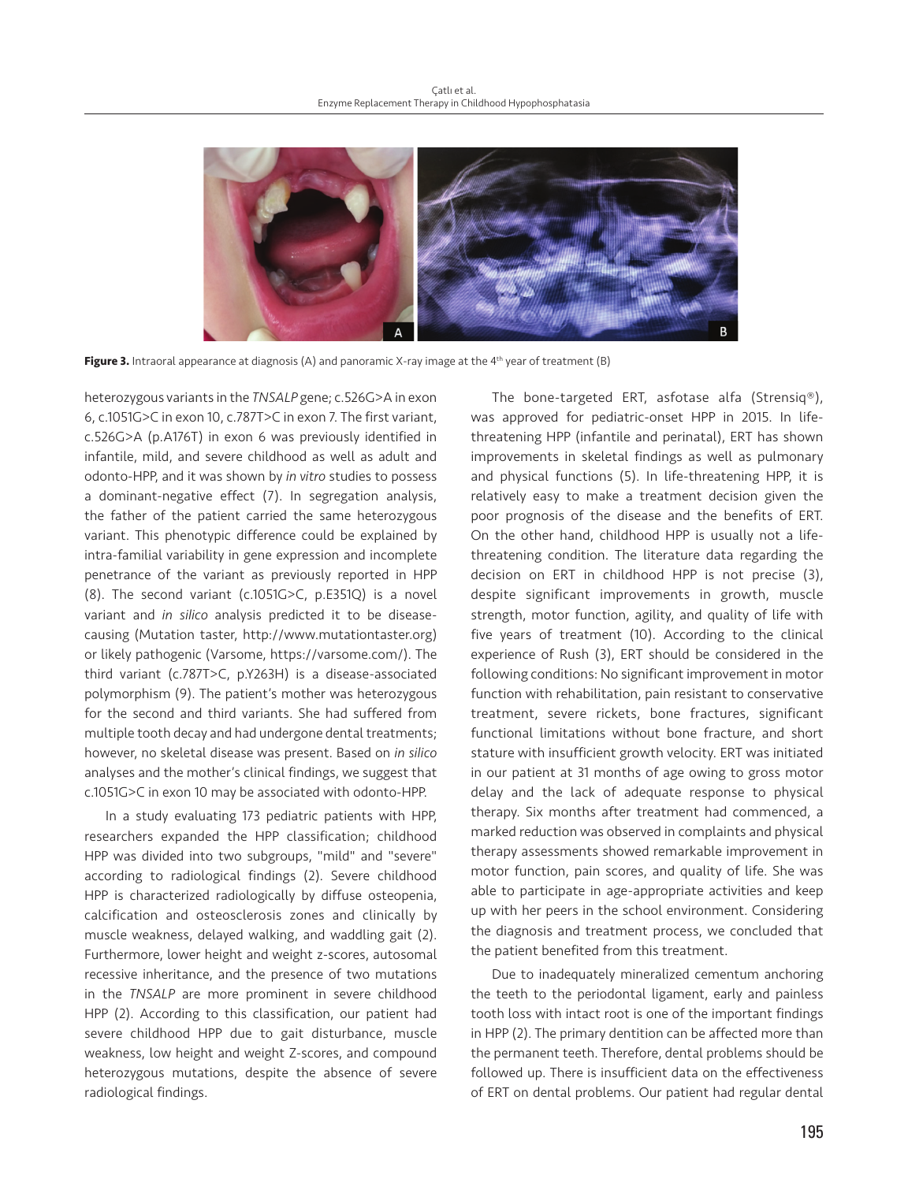**Figure 3.** Intraoral appearance at diagnosis (A) and panoramic X-ray image at the 4th year of treatment (B)

heterozygous variants in the *TNSALP* gene; c.526G>A in exon 6, c.1051G>C in exon 10, c.787T>C in exon 7. The first variant, c.526G>A (p.A176T) in exon 6 was previously identified in infantile, mild, and severe childhood as well as adult and odonto-HPP, and it was shown by *in vitro* studies to possess a dominant-negative effect (7). In segregation analysis, the father of the patient carried the same heterozygous variant. This phenotypic difference could be explained by intra-familial variability in gene expression and incomplete penetrance of the variant as previously reported in HPP (8). The second variant (c.1051G>C, p.E351Q) is a novel variant and *in silico* analysis predicted it to be disease-causing (Mutation taster, http://www.mutationtaster.org) or likely pathogenic (Varsome, https://varsome.com/). The third variant (c.787T>C, p.Y263H) is a disease-associated polymorphism (9). The patient's mother was heterozygous for the second and third variants. She had suffered from multiple tooth decay and had undergone dental treatments; however, no skeletal disease was present. Based on *in silico* analyses and the mother's clinical findings, we suggest that c.1051G>C in exon 10 may be associated with odonto-HPP.

In a study evaluating 173 pediatric patients with HPP, researchers expanded the HPP classification; childhood HPP was divided into two subgroups, "mild" and "severe" according to radiological findings (2). Severe childhood HPP is characterized radiologically by diffuse osteopenia, calcification and osteosclerosis zones and clinically by muscle weakness, delayed walking, and waddling gait (2). Furthermore, lower height and weight z-scores, autosomal recessive inheritance, and the presence of two mutations in the *TNSALP* are more prominent in severe childhood HPP (2). According to this classification, our patient had severe childhood HPP due to gait disturbance, muscle weakness, low height and weight Z-scores, and compound heterozygous mutations, despite the absence of severe radiological findings.

The bone-targeted ERT, asfotase alfa (Strensiq®), was approved for pediatric-onset HPP in 2015. In life-threatening HPP (infantile and perinatal), ERT has shown improvements in skeletal findings as well as pulmonary and physical functions (5). In life-threatening HPP, it is relatively easy to make a treatment decision given the poor prognosis of the disease and the benefits of ERT. On the other hand, childhood HPP is usually not a life-threatening condition. The literature data regarding the decision on ERT in childhood HPP is not precise (3), despite significant improvements in growth, muscle strength, motor function, agility, and quality of life with five years of treatment (10). According to the clinical experience of Rush (3), ERT should be considered in the following conditions: No significant improvement in motor function with rehabilitation, pain resistant to conservative treatment, severe rickets, bone fractures, significant functional limitations without bone fracture, and short stature with insufficient growth velocity. ERT was initiated in our patient at 31 months of age owing to gross motor delay and the lack of adequate response to physical therapy. Six months after treatment had commenced, a marked reduction was observed in complaints and physical therapy assessments showed remarkable improvement in motor function, pain scores, and quality of life. She was able to participate in age-appropriate activities and keep up with her peers in the school environment. Considering the diagnosis and treatment process, we concluded that the patient benefited from this treatment.

Due to inadequately mineralized cementum anchoring the teeth to the periodontal ligament, early and painless tooth loss with intact root is one of the important findings in HPP (2). The primary dentition can be affected more than the permanent teeth. Therefore, dental problems should be followed up. There is insufficient data on the effectiveness of ERT on dental problems. Our patient had regular dental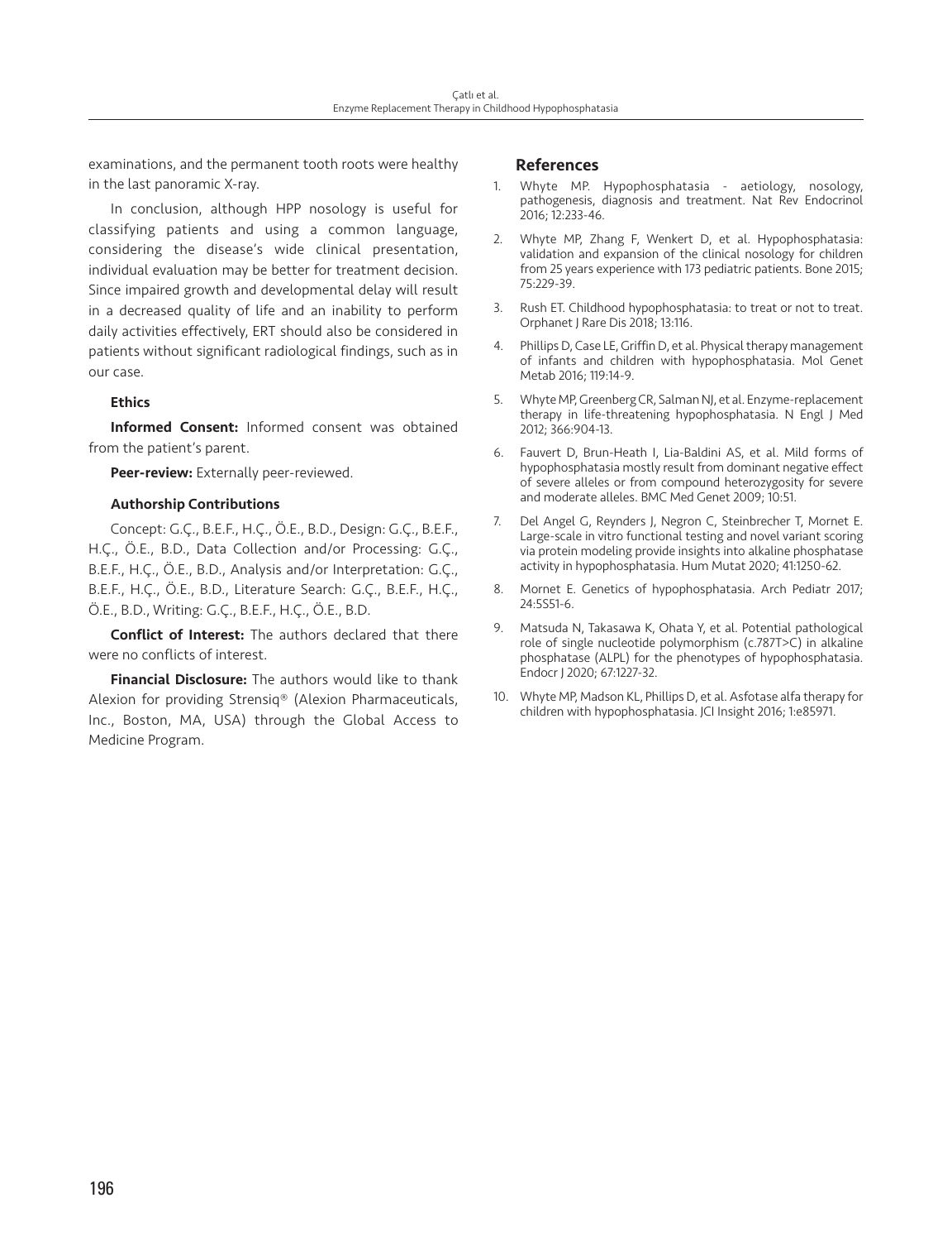examinations, and the permanent tooth roots were healthy in the last panoramic X-ray.

In conclusion, although HPP nosology is useful for classifying patients and using a common language, considering the disease's wide clinical presentation, individual evaluation may be better for treatment decision. Since impaired growth and developmental delay will result in a decreased quality of life and an inability to perform daily activities effectively, ERT should also be considered in patients without significant radiological findings, such as in our case.

#### Ethics

**Informed Consent:** Informed consent was obtained from the patient's parent.

**Peer-review:** Externally peer-reviewed.

#### Authorship Contributions

Concept: G.Ç., B.E.F., H.Ç., Ö.E., B.D., Design: G.Ç., B.E.F., H.Ç., Ö.E., B.D., Data Collection and/or Processing: G.Ç., B.E.F., H.Ç., Ö.E., B.D., Analysis and/or Interpretation: G.Ç., B.E.F., H.Ç., Ö.E., B.D., Literature Search: G.Ç., B.E.F., H.Ç., Ö.E., B.D., Writing: G.Ç., B.E.F., H.Ç., Ö.E., B.D.

**Conflict of Interest:** The authors declared that there were no conflicts of interest.

**Financial Disclosure:** The authors would like to thank Alexion for providing Strensiq® (Alexion Pharmaceuticals, Inc., Boston, MA, USA) through the Global Access to Medicine Program.

## References

1. Whyte MP. Hypophosphatasia - aetiology, nosology, pathogenesis, diagnosis and treatment. Nat Rev Endocrinol 2016; 12:233-46.
2. Whyte MP, Zhang F, Wenkert D, et al. Hypophosphatasia: validation and expansion of the clinical nosology for children from 25 years experience with 173 pediatric patients. Bone 2015; 75:229-39.
3. Rush ET. Childhood hypophosphatasia: to treat or not to treat. Orphanet J Rare Dis 2018; 13:116.
4. Phillips D, Case LE, Griffin D, et al. Physical therapy management of infants and children with hypophosphatasia. Mol Genet Metab 2016; 119:14-9.
5. Whyte MP, Greenberg CR, Salman NJ, et al. Enzyme-replacement therapy in life-threatening hypophosphatasia. N Engl J Med 2012; 366:904-13.
6. Fauvert D, Brun-Heath I, Lia-Baldini AS, et al. Mild forms of hypophosphatasia mostly result from dominant negative effect of severe alleles or from compound heterozygosity for severe and moderate alleles. BMC Med Genet 2009; 10:51.
7. Del Angel G, Reynders J, Negron C, Steinbrecher T, Mornet E. Large-scale in vitro functional testing and novel variant scoring via protein modeling provide insights into alkaline phosphatase activity in hypophosphatasia. Hum Mutat 2020; 41:1250-62.
8. Mornet E. Genetics of hypophosphatasia. Arch Pediatr 2017; 24:5S51-6.
9. Matsuda N, Takasawa K, Ohata Y, et al. Potential pathological role of single nucleotide polymorphism (c.787T>C) in alkaline phosphatase (ALPL) for the phenotypes of hypophosphatasia. Endocr J 2020; 67:1227-32.
10. Whyte MP, Madson KL, Phillips D, et al. Asfotase alfa therapy for children with hypophosphatasia. JCI Insight 2016; 1:e85971.